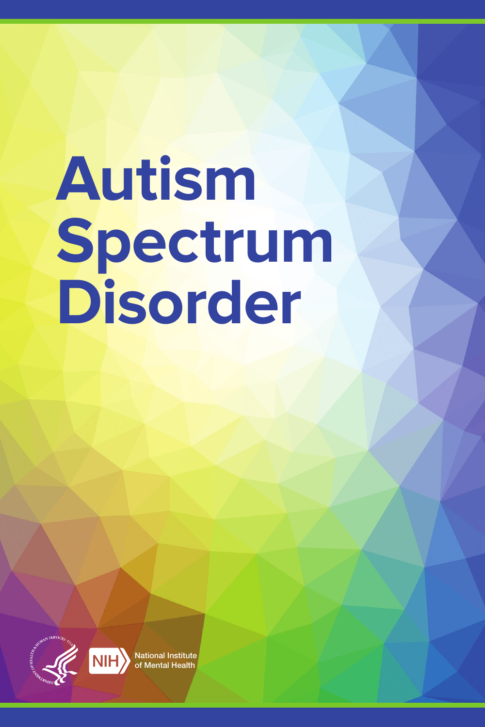# Autism Spectrum Disorder

National Institute of Mental Health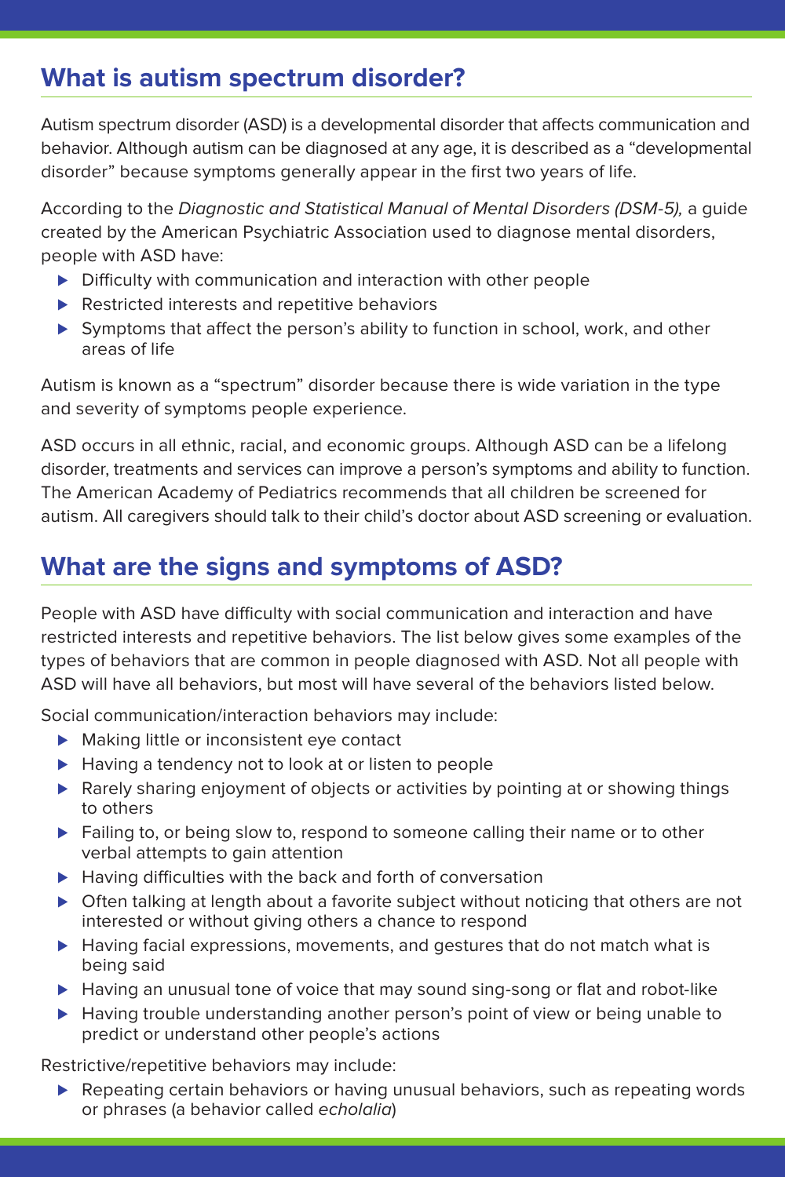## What is autism spectrum disorder?

Autism spectrum disorder (ASD) is a developmental disorder that affects communication and behavior. Although autism can be diagnosed at any age, it is described as a "developmental disorder" because symptoms generally appear in the first two years of life.

According to the *Diagnostic and Statistical Manual of Mental Disorders (DSM-5),* a guide created by the American Psychiatric Association used to diagnose mental disorders, people with ASD have:

- Difficulty with communication and interaction with other people
- Restricted interests and repetitive behaviors
- Symptoms that affect the person's ability to function in school, work, and other areas of life

Autism is known as a "spectrum" disorder because there is wide variation in the type and severity of symptoms people experience.

ASD occurs in all ethnic, racial, and economic groups. Although ASD can be a lifelong disorder, treatments and services can improve a person's symptoms and ability to function. The American Academy of Pediatrics recommends that all children be screened for autism. All caregivers should talk to their child's doctor about ASD screening or evaluation.

## What are the signs and symptoms of ASD?

People with ASD have difficulty with social communication and interaction and have restricted interests and repetitive behaviors. The list below gives some examples of the types of behaviors that are common in people diagnosed with ASD. Not all people with ASD will have all behaviors, but most will have several of the behaviors listed below.

Social communication/interaction behaviors may include:

- Making little or inconsistent eye contact
- Having a tendency not to look at or listen to people
- Rarely sharing enjoyment of objects or activities by pointing at or showing things to others
- Failing to, or being slow to, respond to someone calling their name or to other verbal attempts to gain attention
- Having difficulties with the back and forth of conversation
- Often talking at length about a favorite subject without noticing that others are not interested or without giving others a chance to respond
- Having facial expressions, movements, and gestures that do not match what is being said
- Having an unusual tone of voice that may sound sing-song or flat and robot-like
- Having trouble understanding another person's point of view or being unable to predict or understand other people's actions

Restrictive/repetitive behaviors may include:

- Repeating certain behaviors or having unusual behaviors, such as repeating words or phrases (a behavior called *echolalia*)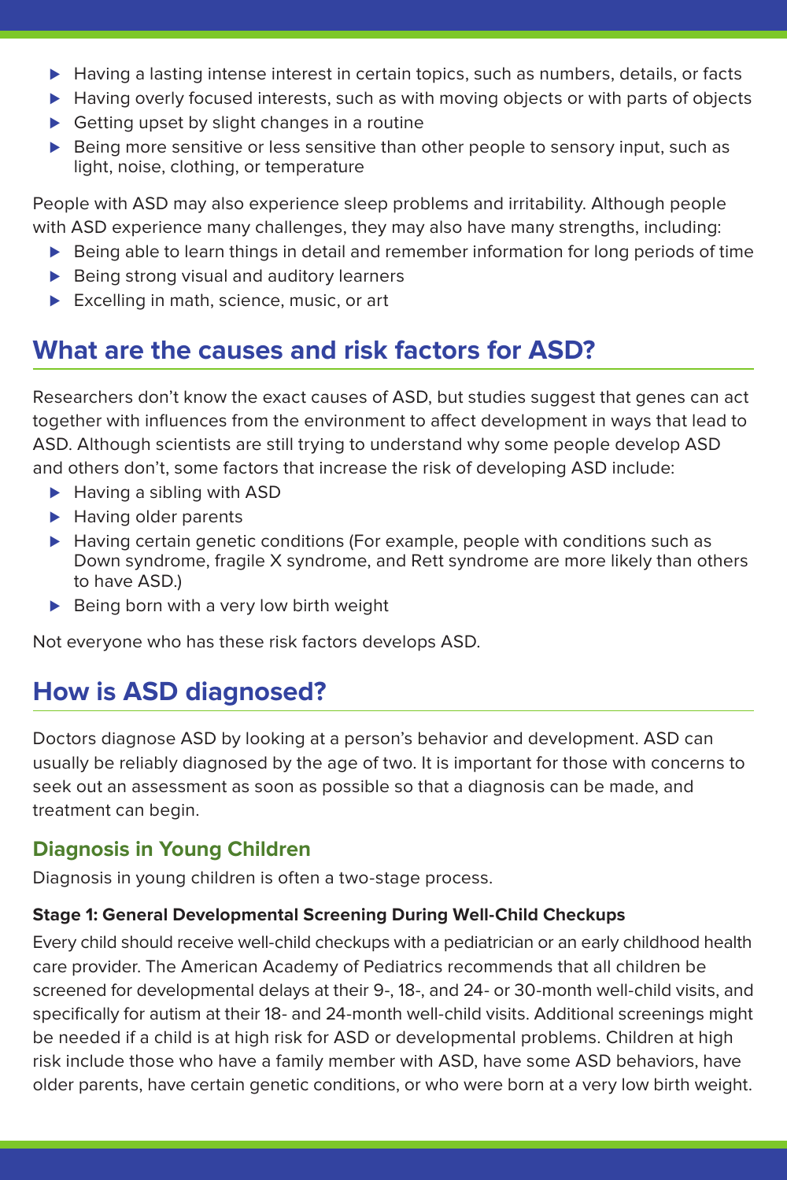- Having a lasting intense interest in certain topics, such as numbers, details, or facts
- Having overly focused interests, such as with moving objects or with parts of objects
- Getting upset by slight changes in a routine
- Being more sensitive or less sensitive than other people to sensory input, such as light, noise, clothing, or temperature

People with ASD may also experience sleep problems and irritability. Although people with ASD experience many challenges, they may also have many strengths, including:

- Being able to learn things in detail and remember information for long periods of time
- Being strong visual and auditory learners
- Excelling in math, science, music, or art

## What are the causes and risk factors for ASD?

Researchers don't know the exact causes of ASD, but studies suggest that genes can act together with influences from the environment to affect development in ways that lead to ASD. Although scientists are still trying to understand why some people develop ASD and others don't, some factors that increase the risk of developing ASD include:

- Having a sibling with ASD
- Having older parents
- Having certain genetic conditions (For example, people with conditions such as Down syndrome, fragile X syndrome, and Rett syndrome are more likely than others to have ASD.)
- Being born with a very low birth weight

Not everyone who has these risk factors develops ASD.

## How is ASD diagnosed?

Doctors diagnose ASD by looking at a person's behavior and development. ASD can usually be reliably diagnosed by the age of two. It is important for those with concerns to seek out an assessment as soon as possible so that a diagnosis can be made, and treatment can begin.

### Diagnosis in Young Children

Diagnosis in young children is often a two-stage process.

#### Stage 1: General Developmental Screening During Well-Child Checkups

Every child should receive well-child checkups with a pediatrician or an early childhood health care provider. The American Academy of Pediatrics recommends that all children be screened for developmental delays at their 9-, 18-, and 24- or 30-month well-child visits, and specifically for autism at their 18- and 24-month well-child visits. Additional screenings might be needed if a child is at high risk for ASD or developmental problems. Children at high risk include those who have a family member with ASD, have some ASD behaviors, have older parents, have certain genetic conditions, or who were born at a very low birth weight.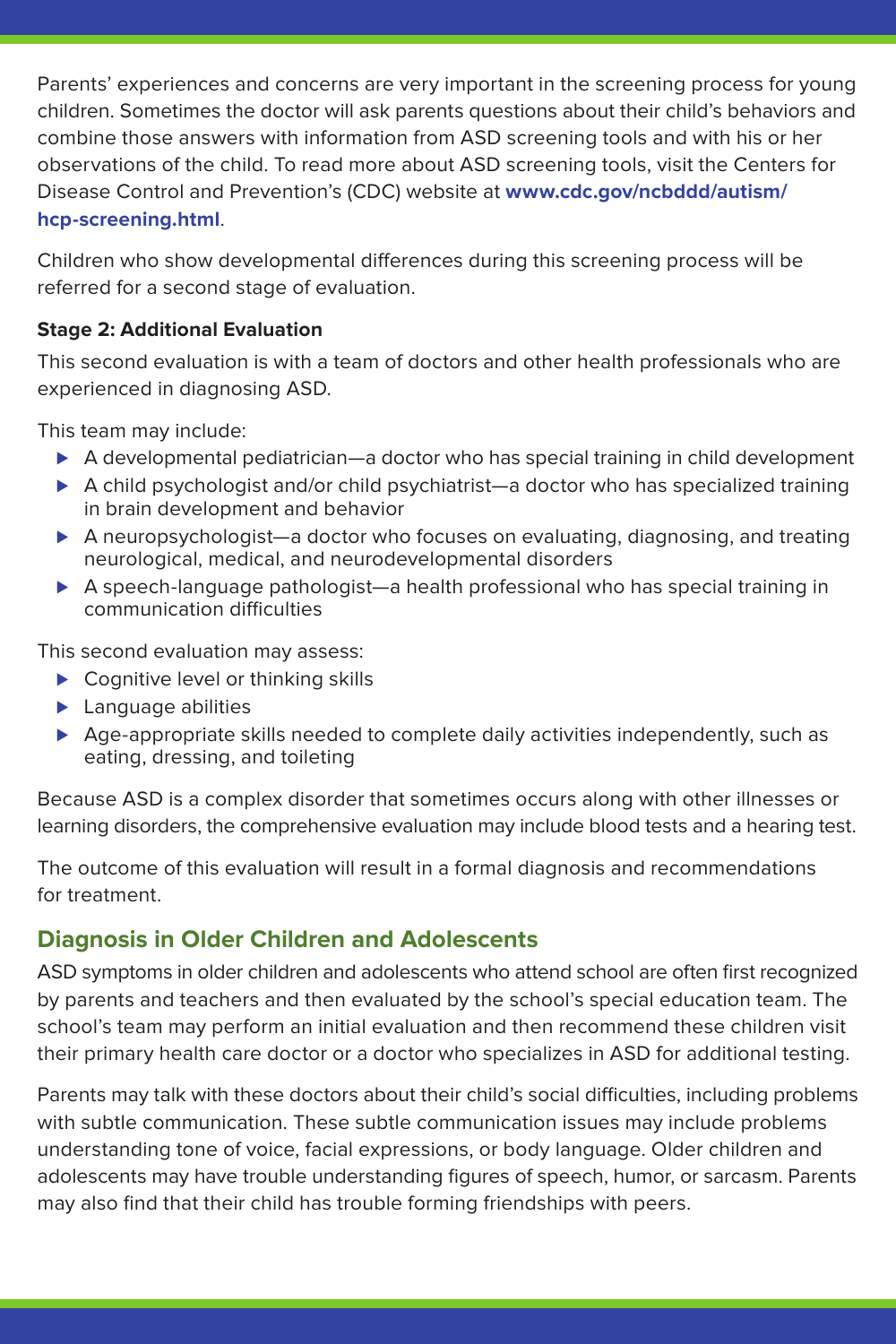Parents' experiences and concerns are very important in the screening process for young children. Sometimes the doctor will ask parents questions about their child's behaviors and combine those answers with information from ASD screening tools and with his or her observations of the child. To read more about ASD screening tools, visit the Centers for Disease Control and Prevention's (CDC) website at **www.cdc.gov/ncbddd/autism/hcp-screening.html**.

Children who show developmental differences during this screening process will be referred for a second stage of evaluation.

**Stage 2: Additional Evaluation**

This second evaluation is with a team of doctors and other health professionals who are experienced in diagnosing ASD.

This team may include:

- A developmental pediatrician—a doctor who has special training in child development
- A child psychologist and/or child psychiatrist—a doctor who has specialized training in brain development and behavior
- A neuropsychologist—a doctor who focuses on evaluating, diagnosing, and treating neurological, medical, and neurodevelopmental disorders
- A speech-language pathologist—a health professional who has special training in communication difficulties

This second evaluation may assess:

- Cognitive level or thinking skills
- Language abilities
- Age-appropriate skills needed to complete daily activities independently, such as eating, dressing, and toileting

Because ASD is a complex disorder that sometimes occurs along with other illnesses or learning disorders, the comprehensive evaluation may include blood tests and a hearing test.

The outcome of this evaluation will result in a formal diagnosis and recommendations for treatment.

## Diagnosis in Older Children and Adolescents

ASD symptoms in older children and adolescents who attend school are often first recognized by parents and teachers and then evaluated by the school's special education team. The school's team may perform an initial evaluation and then recommend these children visit their primary health care doctor or a doctor who specializes in ASD for additional testing.

Parents may talk with these doctors about their child's social difficulties, including problems with subtle communication. These subtle communication issues may include problems understanding tone of voice, facial expressions, or body language. Older children and adolescents may have trouble understanding figures of speech, humor, or sarcasm. Parents may also find that their child has trouble forming friendships with peers.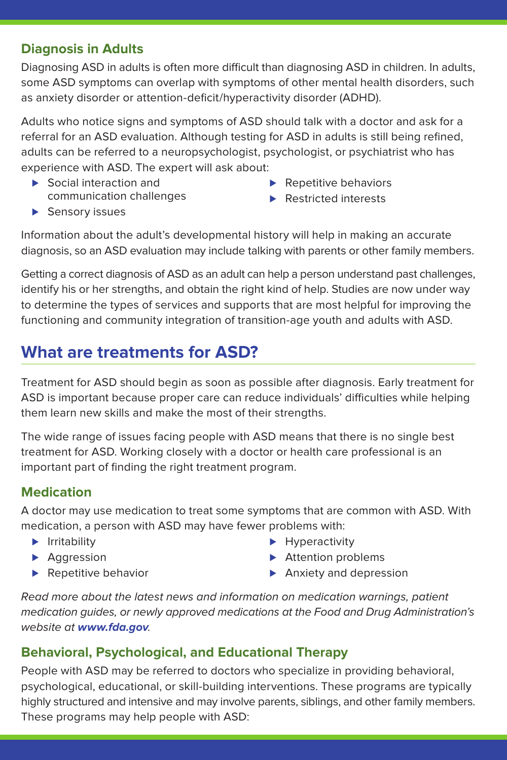### Diagnosis in Adults

Diagnosing ASD in adults is often more difficult than diagnosing ASD in children. In adults, some ASD symptoms can overlap with symptoms of other mental health disorders, such as anxiety disorder or attention-deficit/hyperactivity disorder (ADHD).

Adults who notice signs and symptoms of ASD should talk with a doctor and ask for a referral for an ASD evaluation. Although testing for ASD in adults is still being refined, adults can be referred to a neuropsychologist, psychologist, or psychiatrist who has experience with ASD. The expert will ask about:

- Social interaction and communication challenges
- Sensory issues
- Repetitive behaviors
- Restricted interests

Information about the adult's developmental history will help in making an accurate diagnosis, so an ASD evaluation may include talking with parents or other family members.

Getting a correct diagnosis of ASD as an adult can help a person understand past challenges, identify his or her strengths, and obtain the right kind of help. Studies are now under way to determine the types of services and supports that are most helpful for improving the functioning and community integration of transition-age youth and adults with ASD.

## What are treatments for ASD?

Treatment for ASD should begin as soon as possible after diagnosis. Early treatment for ASD is important because proper care can reduce individuals' difficulties while helping them learn new skills and make the most of their strengths.

The wide range of issues facing people with ASD means that there is no single best treatment for ASD. Working closely with a doctor or health care professional is an important part of finding the right treatment program.

### Medication

A doctor may use medication to treat some symptoms that are common with ASD. With medication, a person with ASD may have fewer problems with:

- Irritability
- Aggression
- Repetitive behavior
- Hyperactivity
- Attention problems
- Anxiety and depression

*Read more about the latest news and information on medication warnings, patient medication guides, or newly approved medications at the Food and Drug Administration's website at **www.fda.gov**.*

### Behavioral, Psychological, and Educational Therapy

People with ASD may be referred to doctors who specialize in providing behavioral, psychological, educational, or skill-building interventions. These programs are typically highly structured and intensive and may involve parents, siblings, and other family members. These programs may help people with ASD: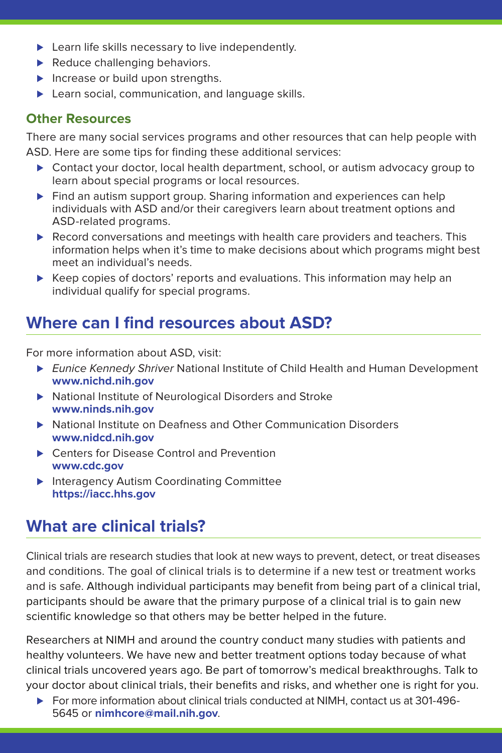- Learn life skills necessary to live independently.
- Reduce challenging behaviors.
- Increase or build upon strengths.
- Learn social, communication, and language skills.

### Other Resources

There are many social services programs and other resources that can help people with ASD. Here are some tips for finding these additional services:

- Contact your doctor, local health department, school, or autism advocacy group to learn about special programs or local resources.
- Find an autism support group. Sharing information and experiences can help individuals with ASD and/or their caregivers learn about treatment options and ASD-related programs.
- Record conversations and meetings with health care providers and teachers. This information helps when it's time to make decisions about which programs might best meet an individual's needs.
- Keep copies of doctors' reports and evaluations. This information may help an individual qualify for special programs.

## Where can I find resources about ASD?

For more information about ASD, visit:

- *Eunice Kennedy Shriver* National Institute of Child Health and Human Development **www.nichd.nih.gov**
- National Institute of Neurological Disorders and Stroke **www.ninds.nih.gov**
- National Institute on Deafness and Other Communication Disorders **www.nidcd.nih.gov**
- Centers for Disease Control and Prevention **www.cdc.gov**
- Interagency Autism Coordinating Committee **https://iacc.hhs.gov**

## What are clinical trials?

Clinical trials are research studies that look at new ways to prevent, detect, or treat diseases and conditions. The goal of clinical trials is to determine if a new test or treatment works and is safe. Although individual participants may benefit from being part of a clinical trial, participants should be aware that the primary purpose of a clinical trial is to gain new scientific knowledge so that others may be better helped in the future.

Researchers at NIMH and around the country conduct many studies with patients and healthy volunteers. We have new and better treatment options today because of what clinical trials uncovered years ago. Be part of tomorrow's medical breakthroughs. Talk to your doctor about clinical trials, their benefits and risks, and whether one is right for you.

- For more information about clinical trials conducted at NIMH, contact us at 301-496-5645 or **nimhcore@mail.nih.gov**.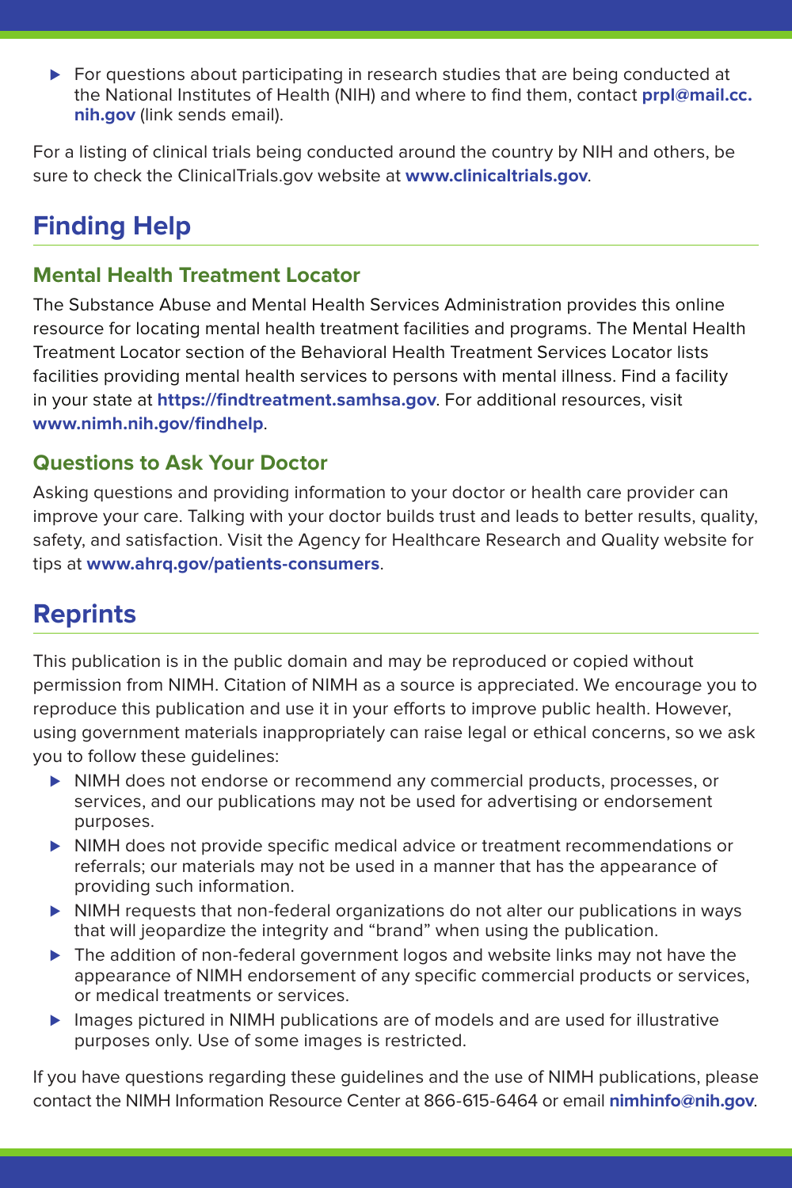- For questions about participating in research studies that are being conducted at the National Institutes of Health (NIH) and where to find them, contact **prpl@mail.cc.nih.gov** (link sends email).

For a listing of clinical trials being conducted around the country by NIH and others, be sure to check the ClinicalTrials.gov website at **www.clinicaltrials.gov**.

## Finding Help

### Mental Health Treatment Locator

The Substance Abuse and Mental Health Services Administration provides this online resource for locating mental health treatment facilities and programs. The Mental Health Treatment Locator section of the Behavioral Health Treatment Services Locator lists facilities providing mental health services to persons with mental illness. Find a facility in your state at **https://findtreatment.samhsa.gov**. For additional resources, visit **www.nimh.nih.gov/findhelp**.

### Questions to Ask Your Doctor

Asking questions and providing information to your doctor or health care provider can improve your care. Talking with your doctor builds trust and leads to better results, quality, safety, and satisfaction. Visit the Agency for Healthcare Research and Quality website for tips at **www.ahrq.gov/patients-consumers**.

## Reprints

This publication is in the public domain and may be reproduced or copied without permission from NIMH. Citation of NIMH as a source is appreciated. We encourage you to reproduce this publication and use it in your efforts to improve public health. However, using government materials inappropriately can raise legal or ethical concerns, so we ask you to follow these guidelines:

- NIMH does not endorse or recommend any commercial products, processes, or services, and our publications may not be used for advertising or endorsement purposes.
- NIMH does not provide specific medical advice or treatment recommendations or referrals; our materials may not be used in a manner that has the appearance of providing such information.
- NIMH requests that non-federal organizations do not alter our publications in ways that will jeopardize the integrity and "brand" when using the publication.
- The addition of non-federal government logos and website links may not have the appearance of NIMH endorsement of any specific commercial products or services, or medical treatments or services.
- Images pictured in NIMH publications are of models and are used for illustrative purposes only. Use of some images is restricted.

If you have questions regarding these guidelines and the use of NIMH publications, please contact the NIMH Information Resource Center at 866-615-6464 or email **nimhinfo@nih.gov**.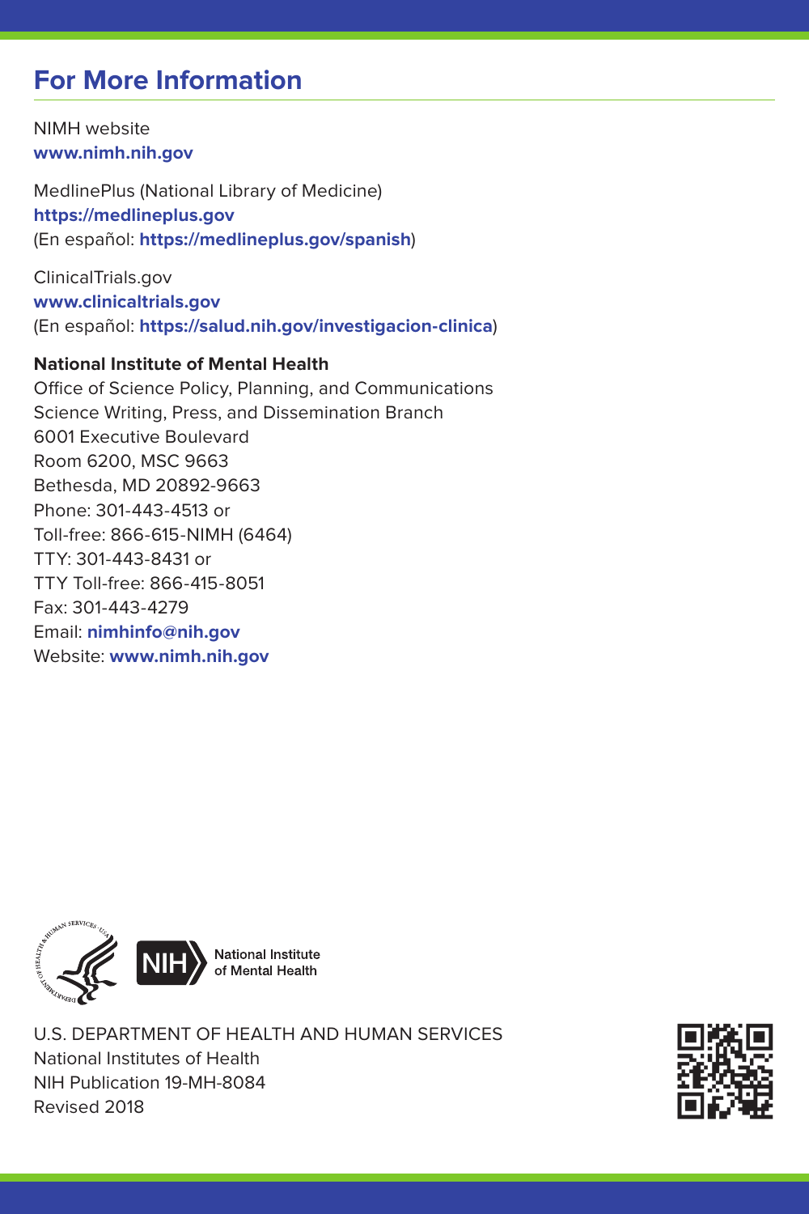## For More Information

NIMH website
**www.nimh.nih.gov**

MedlinePlus (National Library of Medicine)
**https://medlineplus.gov**
(En español: **https://medlineplus.gov/spanish**)

ClinicalTrials.gov
**www.clinicaltrials.gov**
(En español: **https://salud.nih.gov/investigacion-clinica**)

**National Institute of Mental Health**
Office of Science Policy, Planning, and Communications
Science Writing, Press, and Dissemination Branch
6001 Executive Boulevard
Room 6200, MSC 9663
Bethesda, MD 20892-9663
Phone: 301-443-4513 or
Toll-free: 866-615-NIMH (6464)
TTY: 301-443-8431 or
TTY Toll-free: 866-415-8051
Fax: 301-443-4279
Email: **nimhinfo@nih.gov**
Website: **www.nimh.nih.gov**

NIH National Institute of Mental Health

U.S. DEPARTMENT OF HEALTH AND HUMAN SERVICES
National Institutes of Health
NIH Publication 19-MH-8084
Revised 2018